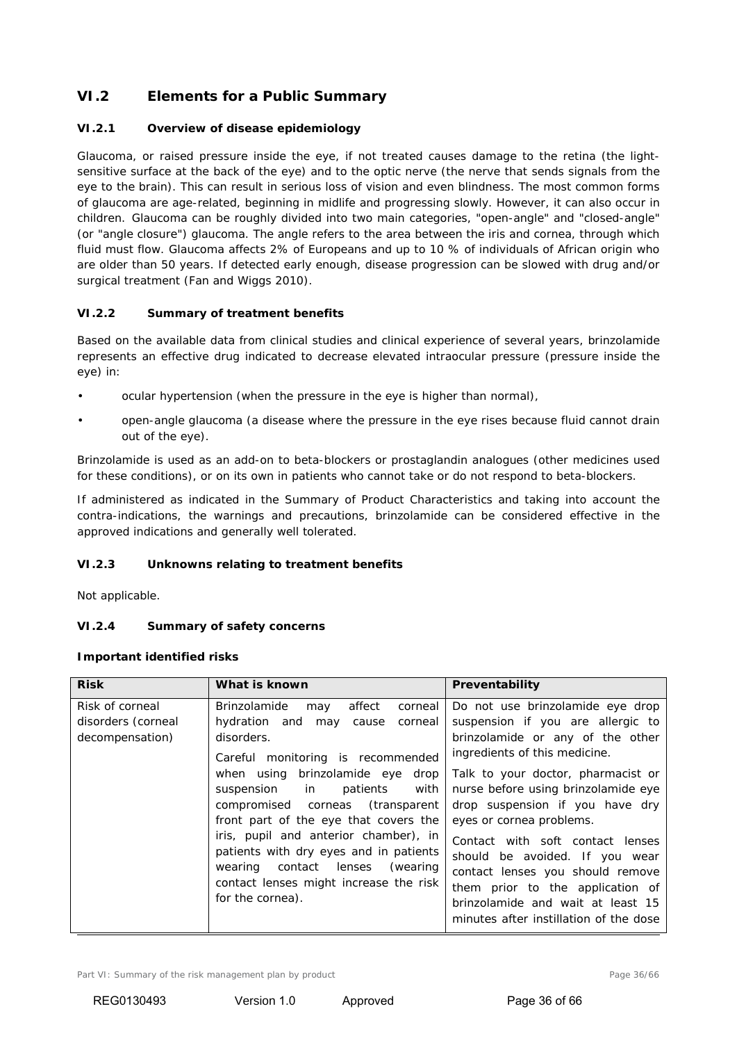## VI.2 Elements for a Public Summary

### VI.2.1 Overview of disease epidemiology

Glaucoma, or raised pressure inside the eye, if not treated causes damage to the retina (the light-sensitive surface at the back of the eye) and to the optic nerve (the nerve that sends signals from the eye to the brain). This can result in serious loss of vision and even blindness. The most common forms of glaucoma are age-related, beginning in midlife and progressing slowly. However, it can also occur in children. Glaucoma can be roughly divided into two main categories, "open-angle" and "closed-angle" (or "angle closure") glaucoma. The angle refers to the area between the iris and cornea, through which fluid must flow. Glaucoma affects 2% of Europeans and up to 10 % of individuals of African origin who are older than 50 years. If detected early enough, disease progression can be slowed with drug and/or surgical treatment (Fan and Wiggs 2010).

### VI.2.2 Summary of treatment benefits

Based on the available data from clinical studies and clinical experience of several years, brinzolamide represents an effective drug indicated to decrease elevated intraocular pressure (pressure inside the eye) in:

- ocular hypertension (when the pressure in the eye is higher than normal),
- open-angle glaucoma (a disease where the pressure in the eye rises because fluid cannot drain out of the eye).

Brinzolamide is used as an add-on to beta-blockers or prostaglandin analogues (other medicines used for these conditions), or on its own in patients who cannot take or do not respond to beta-blockers.

If administered as indicated in the Summary of Product Characteristics and taking into account the contra-indications, the warnings and precautions, brinzolamide can be considered effective in the approved indications and generally well tolerated.

### VI.2.3 Unknowns relating to treatment benefits

Not applicable.

### VI.2.4 Summary of safety concerns

**Important identified risks**

| Risk | What is known | Preventability |
|---|---|---|
| Risk of corneal disorders (corneal decompensation) | Brinzolamide may affect corneal hydration and may cause corneal disorders.<br><br>Careful monitoring is recommended when using brinzolamide eye drop suspension in patients with compromised corneas (transparent front part of the eye that covers the iris, pupil and anterior chamber), in patients with dry eyes and in patients wearing contact lenses (wearing contact lenses might increase the risk for the cornea). | Do not use brinzolamide eye drop suspension if you are allergic to brinzolamide or any of the other ingredients of this medicine.<br><br>Talk to your doctor, pharmacist or nurse before using brinzolamide eye drop suspension if you have dry eyes or cornea problems.<br><br>Contact with soft contact lenses should be avoided. If you wear contact lenses you should remove them prior to the application of brinzolamide and wait at least 15 minutes after instillation of the dose |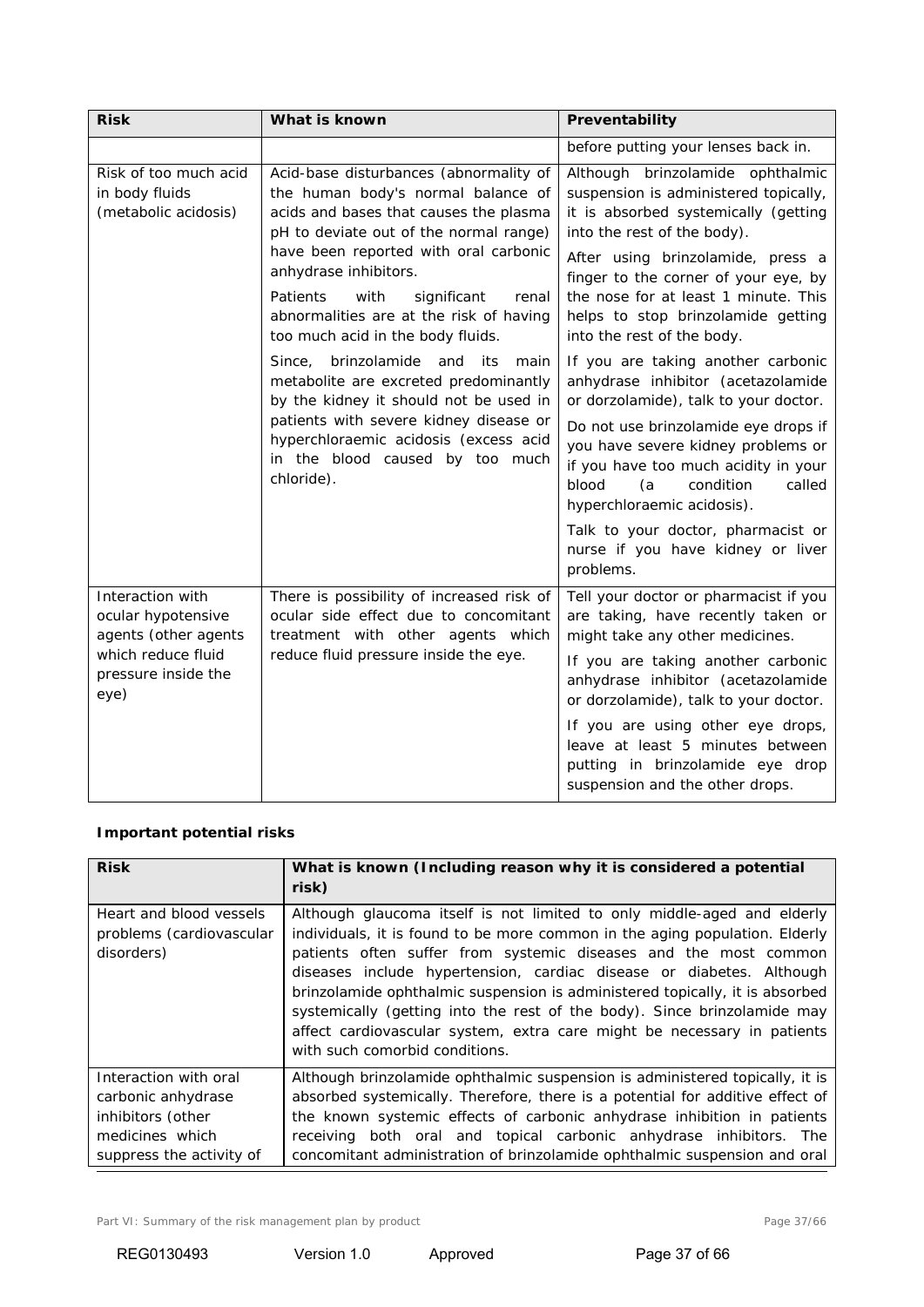| Risk | What is known | Preventability |
| --- | --- | --- |
| | | before putting your lenses back in. |
| Risk of too much acid in body fluids (metabolic acidosis) | Acid-base disturbances (abnormality of the human body's normal balance of acids and bases that causes the plasma pH to deviate out of the normal range) have been reported with oral carbonic anhydrase inhibitors.<br><br>Patients with significant renal abnormalities are at the risk of having too much acid in the body fluids.<br><br>Since, brinzolamide and its main metabolite are excreted predominantly by the kidney it should not be used in patients with severe kidney disease or hyperchloraemic acidosis (excess acid in the blood caused by too much chloride). | Although brinzolamide ophthalmic suspension is administered topically, it is absorbed systemically (getting into the rest of the body).<br><br>After using brinzolamide, press a finger to the corner of your eye, by the nose for at least 1 minute. This helps to stop brinzolamide getting into the rest of the body.<br><br>If you are taking another carbonic anhydrase inhibitor (acetazolamide or dorzolamide), talk to your doctor.<br><br>Do not use brinzolamide eye drops if you have severe kidney problems or if you have too much acidity in your blood (a condition called hyperchloraemic acidosis).<br><br>Talk to your doctor, pharmacist or nurse if you have kidney or liver problems. |
| Interaction with ocular hypotensive agents (other agents which reduce fluid pressure inside the eye) | There is possibility of increased risk of ocular side effect due to concomitant treatment with other agents which reduce fluid pressure inside the eye. | Tell your doctor or pharmacist if you are taking, have recently taken or might take any other medicines.<br><br>If you are taking another carbonic anhydrase inhibitor (acetazolamide or dorzolamide), talk to your doctor.<br><br>If you are using other eye drops, leave at least 5 minutes between putting in brinzolamide eye drop suspension and the other drops. |

**Important potential risks**

| Risk | What is known (Including reason why it is considered a potential risk) |
| --- | --- |
| Heart and blood vessels problems (cardiovascular disorders) | Although glaucoma itself is not limited to only middle-aged and elderly individuals, it is found to be more common in the aging population. Elderly patients often suffer from systemic diseases and the most common diseases include hypertension, cardiac disease or diabetes. Although brinzolamide ophthalmic suspension is administered topically, it is absorbed systemically (getting into the rest of the body). Since brinzolamide may affect cardiovascular system, extra care might be necessary in patients with such comorbid conditions. |
| Interaction with oral carbonic anhydrase inhibitors (other medicines which suppress the activity of | Although brinzolamide ophthalmic suspension is administered topically, it is absorbed systemically. Therefore, there is a potential for additive effect of the known systemic effects of carbonic anhydrase inhibition in patients receiving both oral and topical carbonic anhydrase inhibitors. The concomitant administration of brinzolamide ophthalmic suspension and oral |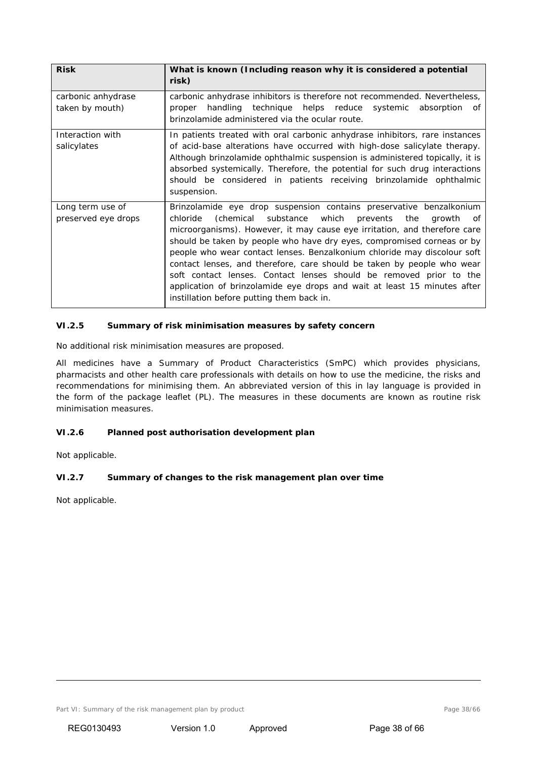| Risk | What is known (Including reason why it is considered a potential risk) |
|---|---|
| carbonic anhydrase taken by mouth) | carbonic anhydrase inhibitors is therefore not recommended. Nevertheless, proper handling technique helps reduce systemic absorption of brinzolamide administered via the ocular route. |
| Interaction with salicylates | In patients treated with oral carbonic anhydrase inhibitors, rare instances of acid-base alterations have occurred with high-dose salicylate therapy. Although brinzolamide ophthalmic suspension is administered topically, it is absorbed systemically. Therefore, the potential for such drug interactions should be considered in patients receiving brinzolamide ophthalmic suspension. |
| Long term use of preserved eye drops | Brinzolamide eye drop suspension contains preservative benzalkonium chloride (chemical substance which prevents the growth of microorganisms). However, it may cause eye irritation, and therefore care should be taken by people who have dry eyes, compromised corneas or by people who wear contact lenses. Benzalkonium chloride may discolour soft contact lenses, and therefore, care should be taken by people who wear soft contact lenses. Contact lenses should be removed prior to the application of brinzolamide eye drops and wait at least 15 minutes after instillation before putting them back in. |

### VI.2.5 Summary of risk minimisation measures by safety concern

No additional risk minimisation measures are proposed.

All medicines have a Summary of Product Characteristics (SmPC) which provides physicians, pharmacists and other health care professionals with details on how to use the medicine, the risks and recommendations for minimising them. An abbreviated version of this in lay language is provided in the form of the package leaflet (PL). The measures in these documents are known as routine risk minimisation measures.

### VI.2.6 Planned post authorisation development plan

Not applicable.

### VI.2.7 Summary of changes to the risk management plan over time

Not applicable.